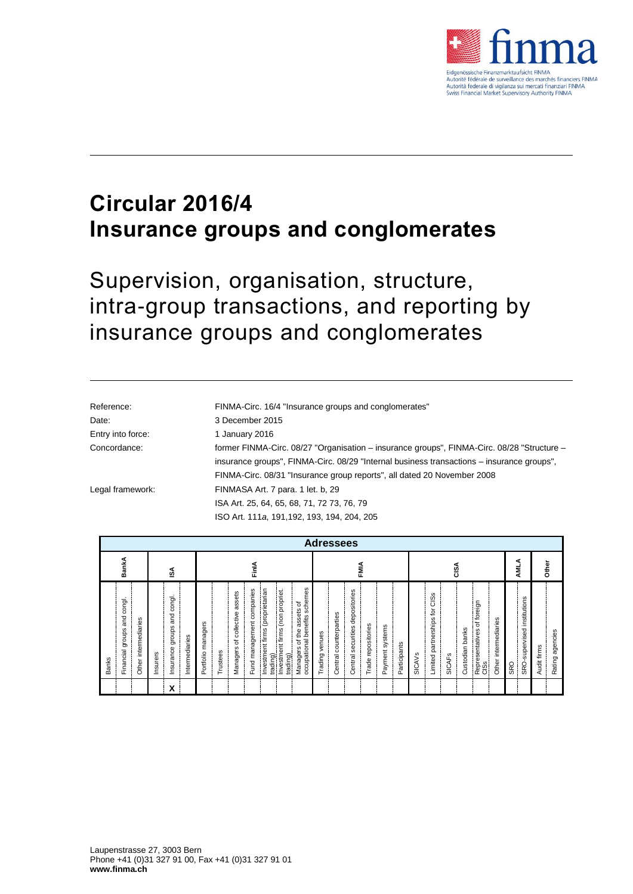Eidgenössische Finanzmarktaufsicht FINMA
Autorité fédérale de surveillance des marchés financiers FINMA
Autorità federale di vigilanza sui mercati finanziari FINMA
Swiss Financial Market Supervisory Authority FINMA

# Circular 2016/4
# Insurance groups and conglomerates

## Supervision, organisation, structure, intra-group transactions, and reporting by insurance groups and conglomerates

| | |
|---|---|
| Reference: | FINMA-Circ. 16/4 "Insurance groups and conglomerates" |
| Date: | 3 December 2015 |
| Entry into force: | 1 January 2016 |
| Concordance: | former FINMA-Circ. 08/27 "Organisation – insurance groups", FINMA-Circ. 08/28 "Structure – insurance groups", FINMA-Circ. 08/29 "Internal business transactions – insurance groups", FINMA-Circ. 08/31 "Insurance group reports", all dated 20 November 2008 |
| Legal framework: | FINMASA Art. 7 para. 1 let. b, 29<br>ISA Art. 25, 64, 65, 68, 71, 72 73, 76, 79<br>ISO Art. 111*a*, 191,192, 193, 194, 204, 205 |

| Adressees | | | | | | | | | | | | | | | | | | | | | | | | | | | | |
|---|---|---|---|---|---|---|---|---|---|---|---|---|---|---|---|---|---|---|---|---|---|---|---|---|---|---|---|---|
| BankA | | | ISA | | | FinIA | | | | | | | FMIA | | | | | | CISA | | | | | | AMLA | | Other | |
| Banks | Financial groups and congl. | Other intermediaries | Insurers | Insurance groups and congl. | Intermediaries | Portfolio managers | Trustees | Managers of collective assets | Fund management companies | Investment firms (proprietarian trading) | Investment firms (non propriet. trading) | Managers of the assets of occupational benefits schemes | Trading venues | Central counterparties | Central securities depositories | Trade repositories | Payment systems | Participants | SICAVs | Limited partnerships for CISs | SICAFs | Custodian banks | Representatives of foreign CISs | Other intermediaries | SRO | SRO-supervised institutions | Audit firms | Rating agencies |
| | | | | X | | | | | | | | | | | | | | | | | | | | | | | | |

Laupenstrasse 27, 3003 Bern
Phone +41 (0)31 327 91 00, Fax +41 (0)31 327 91 01
**www.finma.ch**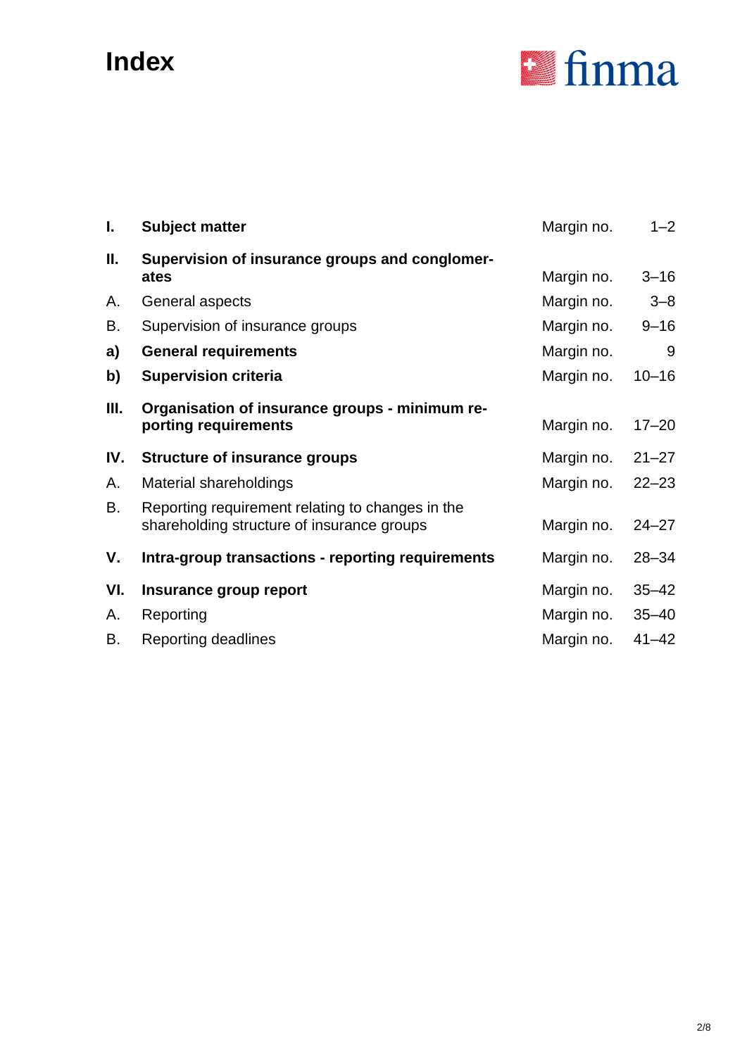# Index

| | | | |
|---|---|---|---|
| **I.** | **Subject matter** | Margin no. | 1–2 |
| **II.** | **Supervision of insurance groups and conglomerates** | Margin no. | 3–16 |
| A. | General aspects | Margin no. | 3–8 |
| B. | Supervision of insurance groups | Margin no. | 9–16 |
| **a)** | **General requirements** | Margin no. | 9 |
| **b)** | **Supervision criteria** | Margin no. | 10–16 |
| **III.** | **Organisation of insurance groups - minimum reporting requirements** | Margin no. | 17–20 |
| **IV.** | **Structure of insurance groups** | Margin no. | 21–27 |
| A. | Material shareholdings | Margin no. | 22–23 |
| B. | Reporting requirement relating to changes in the shareholding structure of insurance groups | Margin no. | 24–27 |
| **V.** | **Intra-group transactions - reporting requirements** | Margin no. | 28–34 |
| **VI.** | **Insurance group report** | Margin no. | 35–42 |
| A. | Reporting | Margin no. | 35–40 |
| B. | Reporting deadlines | Margin no. | 41–42 |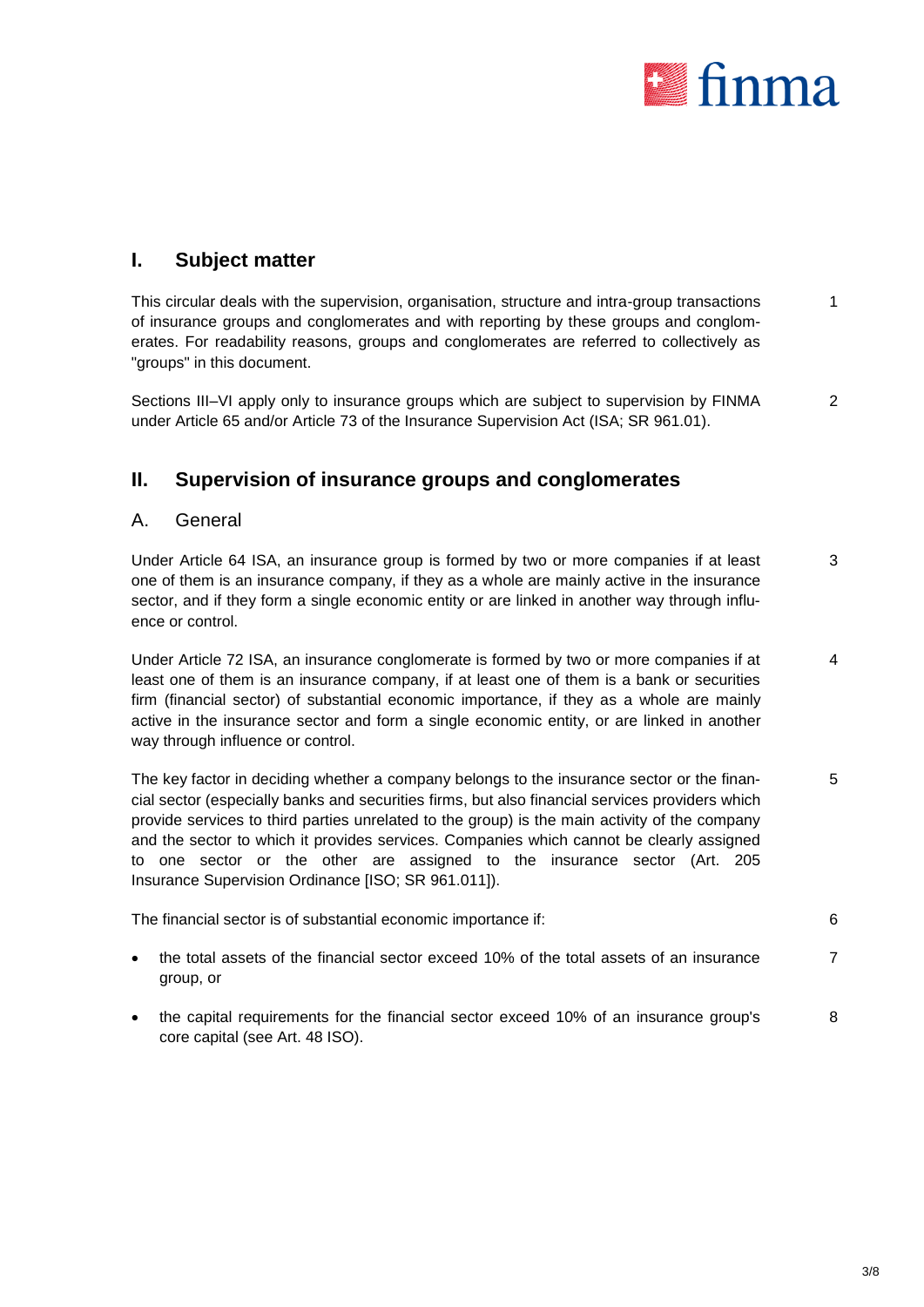## I. Subject matter

This circular deals with the supervision, organisation, structure and intra-group transactions of insurance groups and conglomerates and with reporting by these groups and conglomerates. For readability reasons, groups and conglomerates are referred to collectively as "groups" in this document. 1

Sections III–VI apply only to insurance groups which are subject to supervision by FINMA under Article 65 and/or Article 73 of the Insurance Supervision Act (ISA; SR 961.01). 2

## II. Supervision of insurance groups and conglomerates

### A. General

Under Article 64 ISA, an insurance group is formed by two or more companies if at least one of them is an insurance company, if they as a whole are mainly active in the insurance sector, and if they form a single economic entity or are linked in another way through influence or control. 3

Under Article 72 ISA, an insurance conglomerate is formed by two or more companies if at least one of them is an insurance company, if at least one of them is a bank or securities firm (financial sector) of substantial economic importance, if they as a whole are mainly active in the insurance sector and form a single economic entity, or are linked in another way through influence or control. 4

The key factor in deciding whether a company belongs to the insurance sector or the financial sector (especially banks and securities firms, but also financial services providers which provide services to third parties unrelated to the group) is the main activity of the company and the sector to which it provides services. Companies which cannot be clearly assigned to one sector or the other are assigned to the insurance sector (Art. 205 Insurance Supervision Ordinance [ISO; SR 961.011]). 5

The financial sector is of substantial economic importance if: 6

- the total assets of the financial sector exceed 10% of the total assets of an insurance group, or 7
- the capital requirements for the financial sector exceed 10% of an insurance group's core capital (see Art. 48 ISO). 8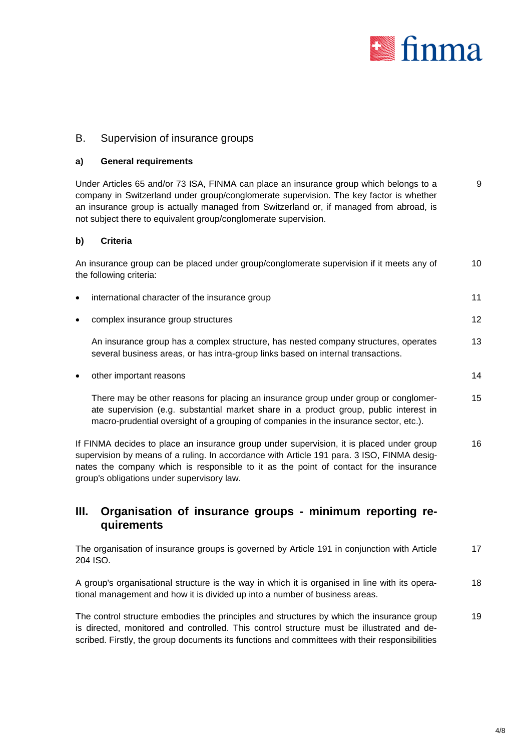## B. Supervision of insurance groups

### a) General requirements

Under Articles 65 and/or 73 ISA, FINMA can place an insurance group which belongs to a company in Switzerland under group/conglomerate supervision. The key factor is whether an insurance group is actually managed from Switzerland or, if managed from abroad, is not subject there to equivalent group/conglomerate supervision. 9

### b) Criteria

An insurance group can be placed under group/conglomerate supervision if it meets any of the following criteria: 10

- international character of the insurance group 11
- complex insurance group structures 12

  An insurance group has a complex structure, has nested company structures, operates several business areas, or has intra-group links based on internal transactions. 13

- other important reasons 14

  There may be other reasons for placing an insurance group under group or conglomerate supervision (e.g. substantial market share in a product group, public interest in macro-prudential oversight of a grouping of companies in the insurance sector, etc.). 15

If FINMA decides to place an insurance group under supervision, it is placed under group supervision by means of a ruling. In accordance with Article 191 para. 3 ISO, FINMA designates the company which is responsible to it as the point of contact for the insurance group's obligations under supervisory law. 16

# III. Organisation of insurance groups - minimum reporting requirements

The organisation of insurance groups is governed by Article 191 in conjunction with Article 204 ISO. 17

A group's organisational structure is the way in which it is organised in line with its operational management and how it is divided up into a number of business areas. 18

The control structure embodies the principles and structures by which the insurance group is directed, monitored and controlled. This control structure must be illustrated and described. Firstly, the group documents its functions and committees with their responsibilities 19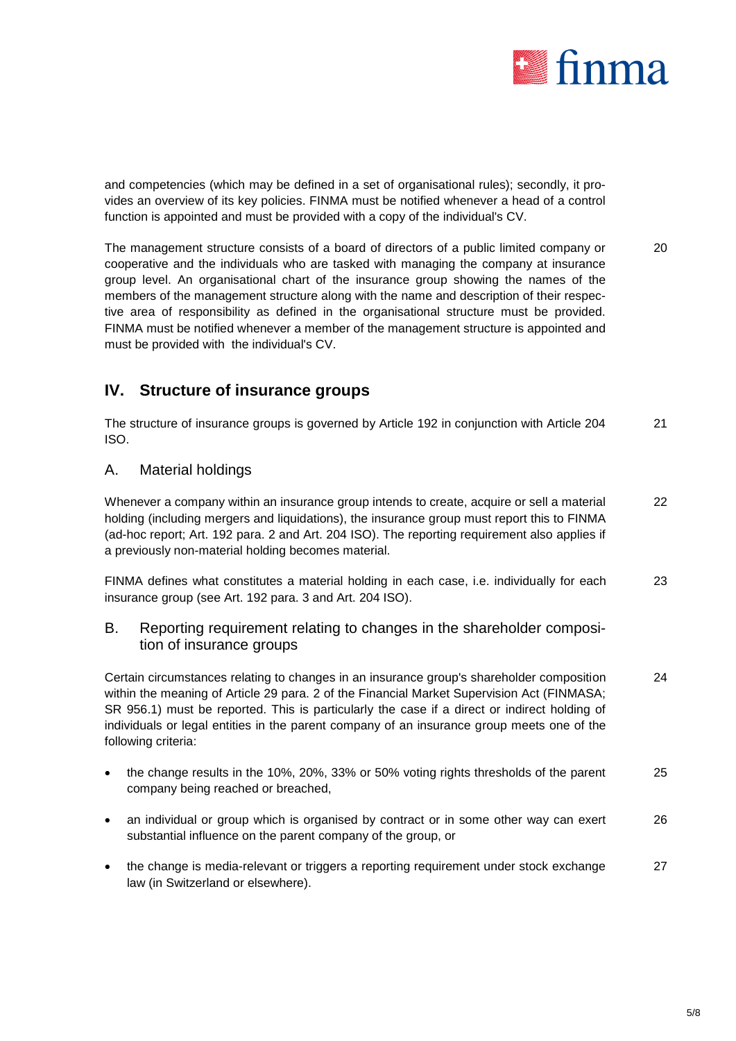and competencies (which may be defined in a set of organisational rules); secondly, it provides an overview of its key policies. FINMA must be notified whenever a head of a control function is appointed and must be provided with a copy of the individual's CV.

The management structure consists of a board of directors of a public limited company or cooperative and the individuals who are tasked with managing the company at insurance group level. An organisational chart of the insurance group showing the names of the members of the management structure along with the name and description of their respective area of responsibility as defined in the organisational structure must be provided. FINMA must be notified whenever a member of the management structure is appointed and must be provided with the individual's CV. 20

## IV. Structure of insurance groups

The structure of insurance groups is governed by Article 192 in conjunction with Article 204 ISO. 21

### A. Material holdings

Whenever a company within an insurance group intends to create, acquire or sell a material holding (including mergers and liquidations), the insurance group must report this to FINMA (ad-hoc report; Art. 192 para. 2 and Art. 204 ISO). The reporting requirement also applies if a previously non-material holding becomes material. 22

FINMA defines what constitutes a material holding in each case, i.e. individually for each insurance group (see Art. 192 para. 3 and Art. 204 ISO). 23

### B. Reporting requirement relating to changes in the shareholder composition of insurance groups

Certain circumstances relating to changes in an insurance group's shareholder composition within the meaning of Article 29 para. 2 of the Financial Market Supervision Act (FINMASA; SR 956.1) must be reported. This is particularly the case if a direct or indirect holding of individuals or legal entities in the parent company of an insurance group meets one of the following criteria: 24

- the change results in the 10%, 20%, 33% or 50% voting rights thresholds of the parent company being reached or breached, 25
- an individual or group which is organised by contract or in some other way can exert substantial influence on the parent company of the group, or 26
- the change is media-relevant or triggers a reporting requirement under stock exchange law (in Switzerland or elsewhere). 27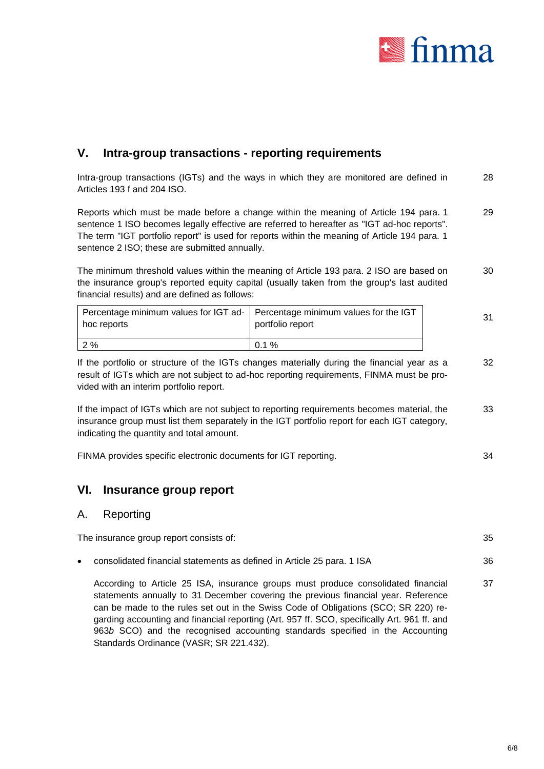## V. Intra-group transactions - reporting requirements

Intra-group transactions (IGTs) and the ways in which they are monitored are defined in Articles 193 f and 204 ISO. 28

Reports which must be made before a change within the meaning of Article 194 para. 1 sentence 1 ISO becomes legally effective are referred to hereafter as "IGT ad-hoc reports". The term "IGT portfolio report" is used for reports within the meaning of Article 194 para. 1 sentence 2 ISO; these are submitted annually. 29

The minimum threshold values within the meaning of Article 193 para. 2 ISO are based on the insurance group's reported equity capital (usually taken from the group's last audited financial results) and are defined as follows: 30

| Percentage minimum values for IGT ad-hoc reports | Percentage minimum values for the IGT portfolio report |
|---|---|
| 2 % | 0.1 % |

31

If the portfolio or structure of the IGTs changes materially during the financial year as a result of IGTs which are not subject to ad-hoc reporting requirements, FINMA must be provided with an interim portfolio report. 32

If the impact of IGTs which are not subject to reporting requirements becomes material, the insurance group must list them separately in the IGT portfolio report for each IGT category, indicating the quantity and total amount. 33

FINMA provides specific electronic documents for IGT reporting. 34

## VI. Insurance group report

### A. Reporting

The insurance group report consists of: 35

- consolidated financial statements as defined in Article 25 para. 1 ISA 36

  According to Article 25 ISA, insurance groups must produce consolidated financial statements annually to 31 December covering the previous financial year. Reference can be made to the rules set out in the Swiss Code of Obligations (SCO; SR 220) regarding accounting and financial reporting (Art. 957 ff. SCO, specifically Art. 961 ff. and 963*b* SCO) and the recognised accounting standards specified in the Accounting Standards Ordinance (VASR; SR 221.432). 37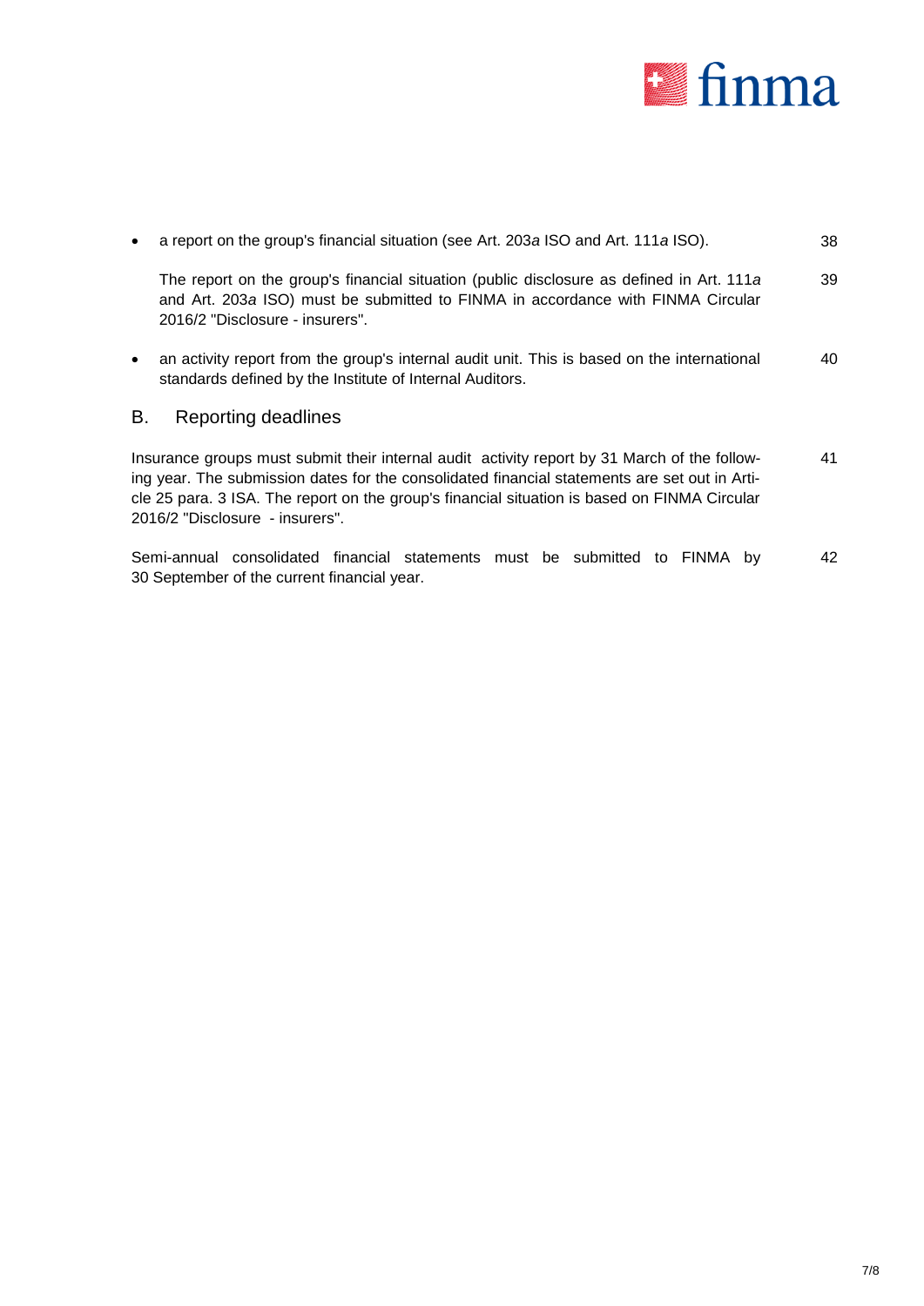- a report on the group's financial situation (see Art. 203*a* ISO and Art. 111*a* ISO). 38

  The report on the group's financial situation (public disclosure as defined in Art. 111*a* and Art. 203*a* ISO) must be submitted to FINMA in accordance with FINMA Circular 2016/2 "Disclosure - insurers". 39

- an activity report from the group's internal audit unit. This is based on the international standards defined by the Institute of Internal Auditors. 40

## B. Reporting deadlines

Insurance groups must submit their internal audit activity report by 31 March of the following year. The submission dates for the consolidated financial statements are set out in Article 25 para. 3 ISA. The report on the group's financial situation is based on FINMA Circular 2016/2 "Disclosure - insurers". 41

Semi-annual consolidated financial statements must be submitted to FINMA by 30 September of the current financial year. 42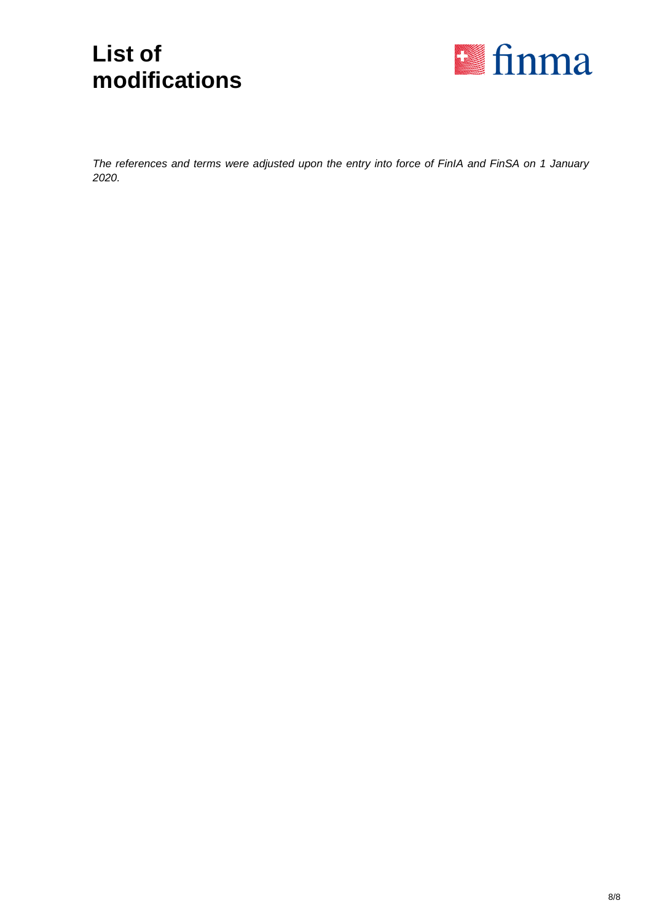# List of modifications

*The references and terms were adjusted upon the entry into force of FinIA and FinSA on 1 January 2020.*